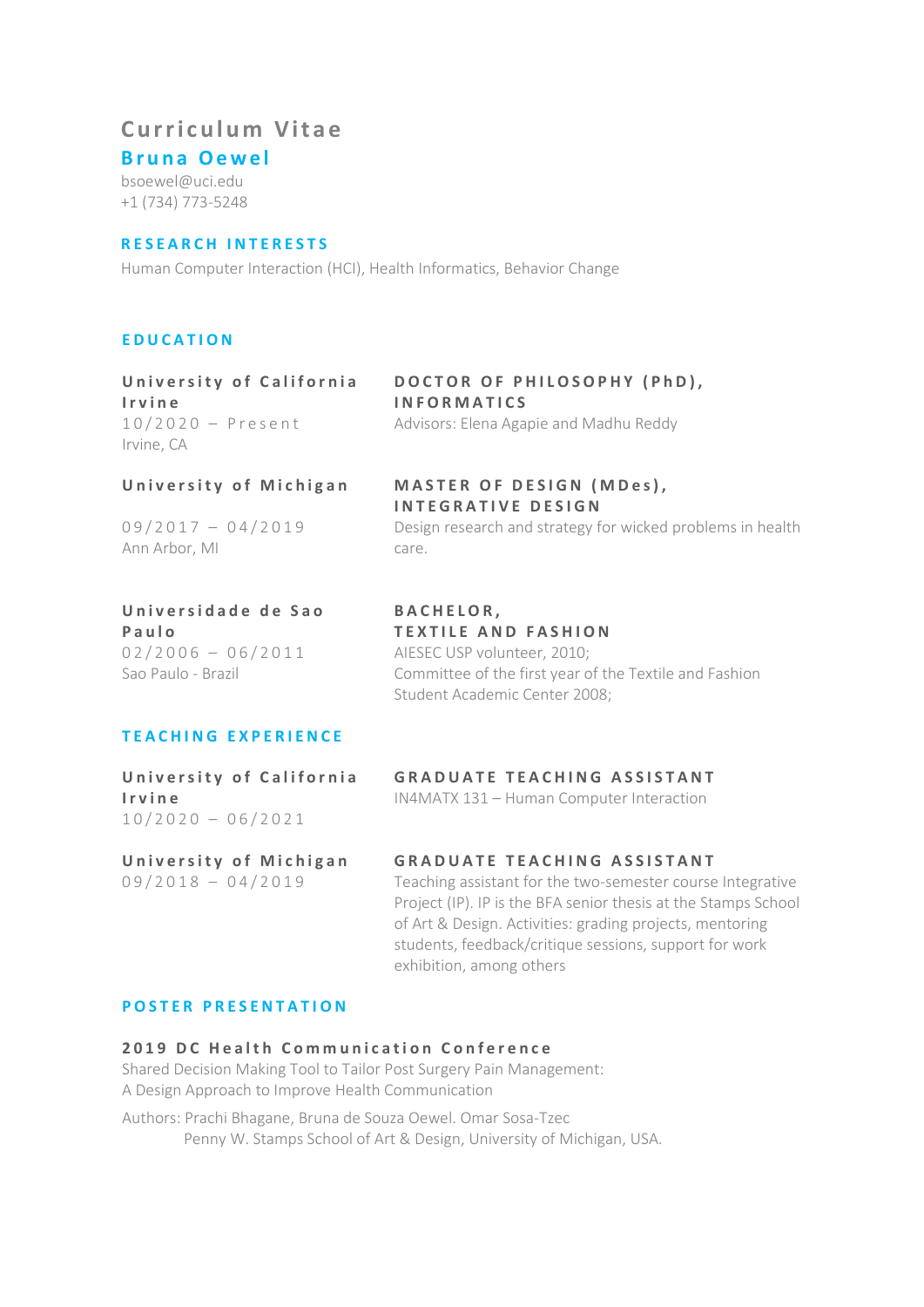# Curriculum Vitae

## Bruna Oewel

bsoewel@uci.edu
+1 (734) 773-5248

### RESEARCH INTERESTS

Human Computer Interaction (HCI), Health Informatics, Behavior Change

### EDUCATION

**University of California Irvine**
10/2020 – Present
Irvine, CA

**DOCTOR OF PHILOSOPHY (PhD), INFORMATICS**
Advisors: Elena Agapie and Madhu Reddy

**University of Michigan**
09/2017 – 04/2019
Ann Arbor, MI

**MASTER OF DESIGN (MDes), INTEGRATIVE DESIGN**
Design research and strategy for wicked problems in health care.

**Universidade de Sao Paulo**
02/2006 – 06/2011
Sao Paulo - Brazil

**BACHELOR, TEXTILE AND FASHION**
AIESEC USP volunteer, 2010;
Committee of the first year of the Textile and Fashion Student Academic Center 2008;

### TEACHING EXPERIENCE

**University of California Irvine**
10/2020 – 06/2021

**GRADUATE TEACHING ASSISTANT**
IN4MATX 131 – Human Computer Interaction

**University of Michigan**
09/2018 – 04/2019

**GRADUATE TEACHING ASSISTANT**
Teaching assistant for the two-semester course Integrative Project (IP). IP is the BFA senior thesis at the Stamps School of Art & Design. Activities: grading projects, mentoring students, feedback/critique sessions, support for work exhibition, among others

### POSTER PRESENTATION

**2019 DC Health Communication Conference**
Shared Decision Making Tool to Tailor Post Surgery Pain Management:
A Design Approach to Improve Health Communication

Authors: Prachi Bhagane, Bruna de Souza Oewel. Omar Sosa-Tzec
Penny W. Stamps School of Art & Design, University of Michigan, USA.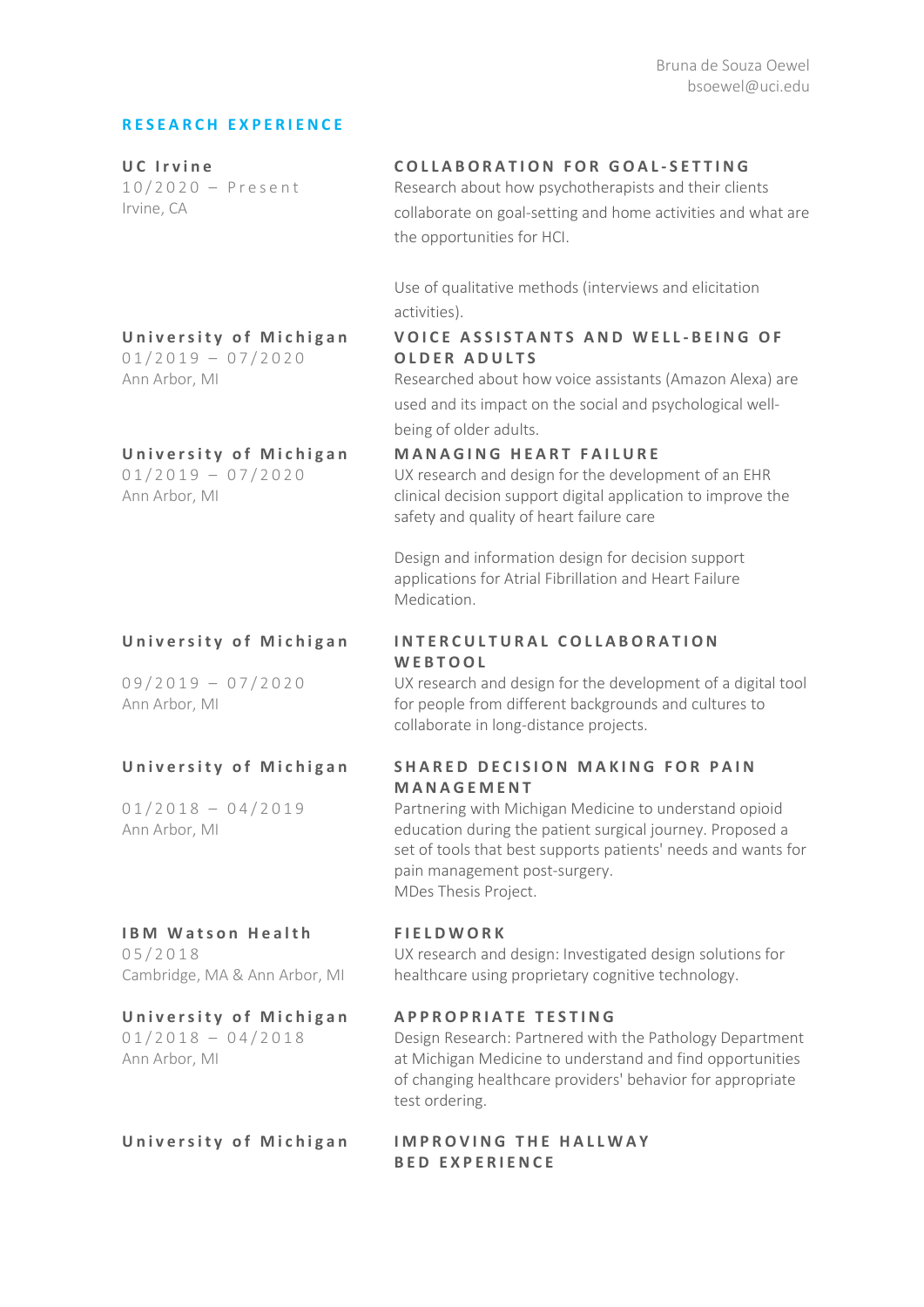## RESEARCH EXPERIENCE

**UC Irvine**
10/2020 – Present
Irvine, CA

**COLLABORATION FOR GOAL-SETTING**
Research about how psychotherapists and their clients collaborate on goal-setting and home activities and what are the opportunities for HCI.

Use of qualitative methods (interviews and elicitation activities).

**University of Michigan**
01/2019 – 07/2020
Ann Arbor, MI

**VOICE ASSISTANTS AND WELL-BEING OF OLDER ADULTS**
Researched about how voice assistants (Amazon Alexa) are used and its impact on the social and psychological well-being of older adults.

**University of Michigan**
01/2019 – 07/2020
Ann Arbor, MI

**MANAGING HEART FAILURE**
UX research and design for the development of an EHR clinical decision support digital application to improve the safety and quality of heart failure care

Design and information design for decision support applications for Atrial Fibrillation and Heart Failure Medication.

**University of Michigan**
09/2019 – 07/2020
Ann Arbor, MI

**INTERCULTURAL COLLABORATION WEBTOOL**
UX research and design for the development of a digital tool for people from different backgrounds and cultures to collaborate in long-distance projects.

**University of Michigan**
01/2018 – 04/2019
Ann Arbor, MI

**SHARED DECISION MAKING FOR PAIN MANAGEMENT**
Partnering with Michigan Medicine to understand opioid education during the patient surgical journey. Proposed a set of tools that best supports patients' needs and wants for pain management post-surgery.
MDes Thesis Project.

**IBM Watson Health**
05/2018
Cambridge, MA & Ann Arbor, MI

**FIELDWORK**
UX research and design: Investigated design solutions for healthcare using proprietary cognitive technology.

**University of Michigan**
01/2018 – 04/2018
Ann Arbor, MI

**APPROPRIATE TESTING**
Design Research: Partnered with the Pathology Department at Michigan Medicine to understand and find opportunities of changing healthcare providers' behavior for appropriate test ordering.

**University of Michigan**

**IMPROVING THE HALLWAY BED EXPERIENCE**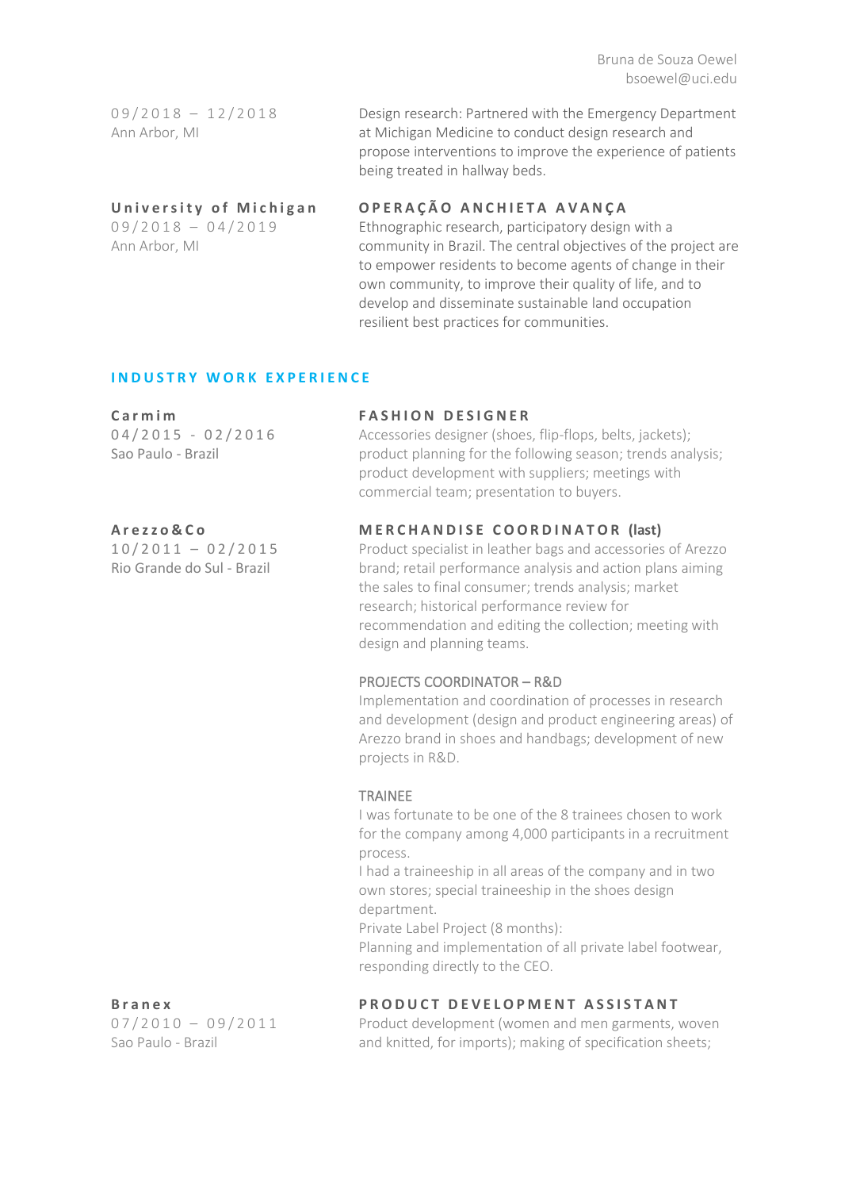09/2018 – 12/2018
Ann Arbor, MI

Design research: Partnered with the Emergency Department at Michigan Medicine to conduct design research and propose interventions to improve the experience of patients being treated in hallway beds.

**University of Michigan**
09/2018 – 04/2019
Ann Arbor, MI

**OPERAÇÃO ANCHIETA AVANÇA**

Ethnographic research, participatory design with a community in Brazil. The central objectives of the project are to empower residents to become agents of change in their own community, to improve their quality of life, and to develop and disseminate sustainable land occupation resilient best practices for communities.

## INDUSTRY WORK EXPERIENCE

**Carmim**
04/2015 - 02/2016
Sao Paulo - Brazil

**FASHION DESIGNER**

Accessories designer (shoes, flip-flops, belts, jackets); product planning for the following season; trends analysis; product development with suppliers; meetings with commercial team; presentation to buyers.

**Arezzo&Co**
10/2011 – 02/2015
Rio Grande do Sul - Brazil

**MERCHANDISE COORDINATOR (last)**

Product specialist in leather bags and accessories of Arezzo brand; retail performance analysis and action plans aiming the sales to final consumer; trends analysis; market research; historical performance review for recommendation and editing the collection; meeting with design and planning teams.

PROJECTS COORDINATOR – R&D

Implementation and coordination of processes in research and development (design and product engineering areas) of Arezzo brand in shoes and handbags; development of new projects in R&D.

TRAINEE

I was fortunate to be one of the 8 trainees chosen to work for the company among 4,000 participants in a recruitment process.

I had a traineeship in all areas of the company and in two own stores; special traineeship in the shoes design department.

Private Label Project (8 months):

Planning and implementation of all private label footwear, responding directly to the CEO.

**Branex**
07/2010 – 09/2011
Sao Paulo - Brazil

**PRODUCT DEVELOPMENT ASSISTANT**

Product development (women and men garments, woven and knitted, for imports); making of specification sheets;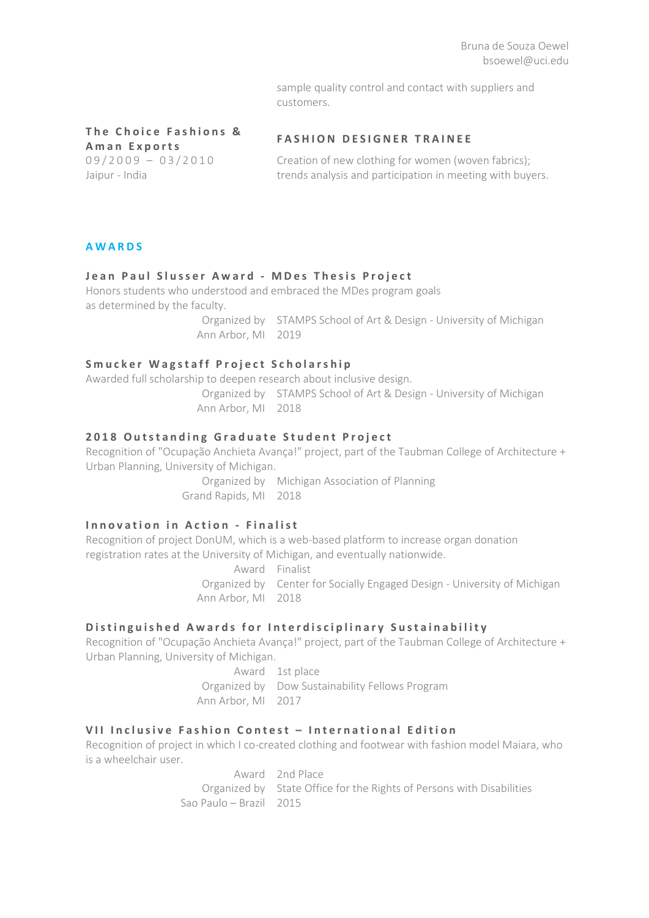sample quality control and contact with suppliers and customers.

**The Choice Fashions & Aman Exports**
09/2009 – 03/2010
Jaipur - India

**FASHION DESIGNER TRAINEE**

Creation of new clothing for women (woven fabrics); trends analysis and participation in meeting with buyers.

## AWARDS

### Jean Paul Slusser Award - MDes Thesis Project

Honors students who understood and embraced the MDes program goals as determined by the faculty.

| | |
|---|---|
| Organized by | STAMPS School of Art & Design - University of Michigan |
| Ann Arbor, MI | 2019 |

### Smucker Wagstaff Project Scholarship

Awarded full scholarship to deepen research about inclusive design.

| | |
|---|---|
| Organized by | STAMPS School of Art & Design - University of Michigan |
| Ann Arbor, MI | 2018 |

### 2018 Outstanding Graduate Student Project

Recognition of "Ocupação Anchieta Avança!" project, part of the Taubman College of Architecture + Urban Planning, University of Michigan.

| | |
|---|---|
| Organized by | Michigan Association of Planning |
| Grand Rapids, MI | 2018 |

### Innovation in Action - Finalist

Recognition of project DonUM, which is a web-based platform to increase organ donation registration rates at the University of Michigan, and eventually nationwide.

| | |
|---|---|
| Award | Finalist |
| Organized by | Center for Socially Engaged Design - University of Michigan |
| Ann Arbor, MI | 2018 |

### Distinguished Awards for Interdisciplinary Sustainability

Recognition of "Ocupação Anchieta Avança!" project, part of the Taubman College of Architecture + Urban Planning, University of Michigan.

| | |
|---|---|
| Award | 1st place |
| Organized by | Dow Sustainability Fellows Program |
| Ann Arbor, MI | 2017 |

### VII Inclusive Fashion Contest – International Edition

Recognition of project in which I co-created clothing and footwear with fashion model Maiara, who is a wheelchair user.

| | |
|---|---|
| Award | 2nd Place |
| Organized by | State Office for the Rights of Persons with Disabilities |
| Sao Paulo – Brazil | 2015 |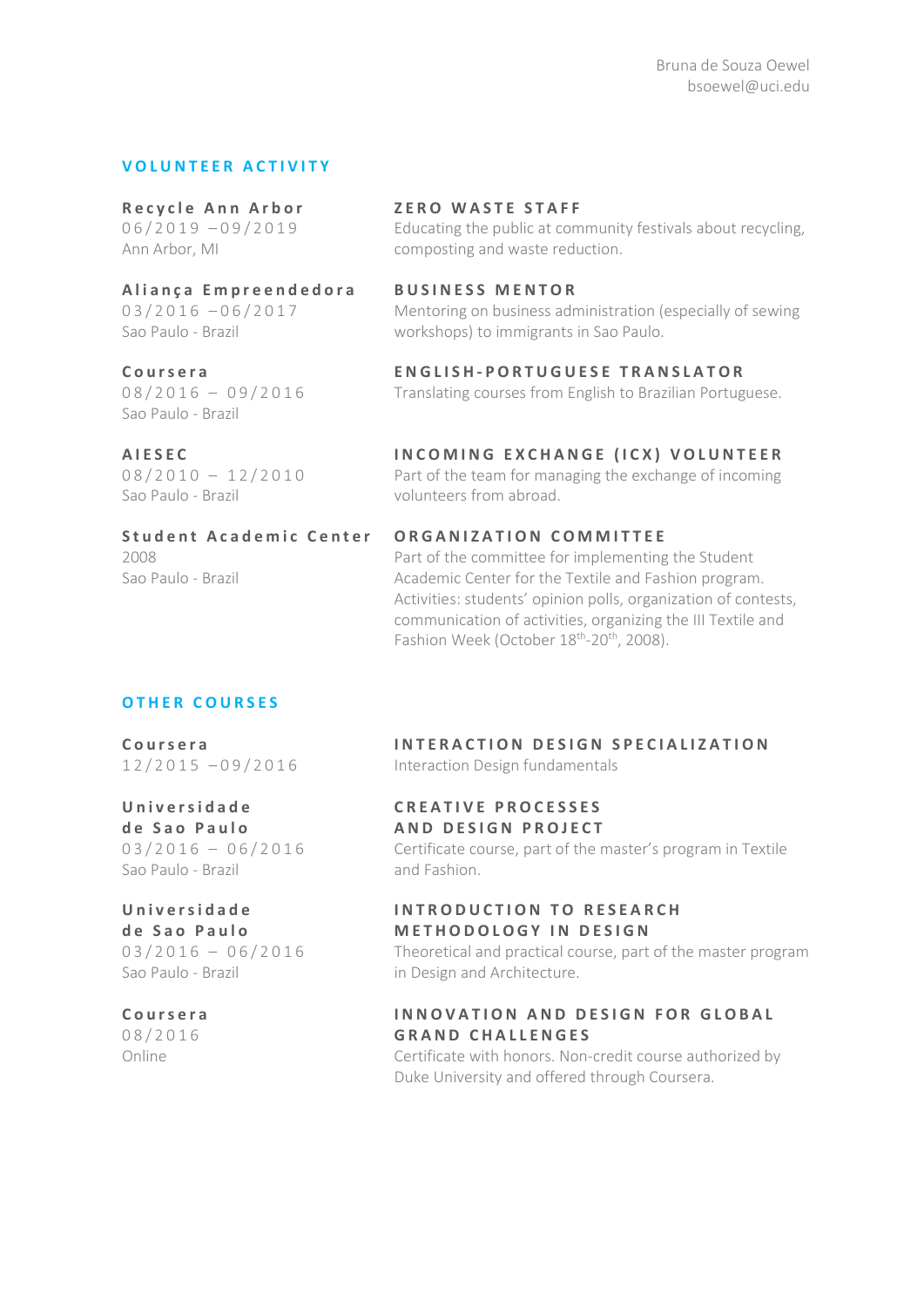Bruna de Souza Oewel
bsoewel@uci.edu

## VOLUNTEER ACTIVITY

**Recycle Ann Arbor**
06/2019 –09/2019
Ann Arbor, MI

**ZERO WASTE STAFF**
Educating the public at community festivals about recycling, composting and waste reduction.

**Aliança Empreendedora**
03/2016 –06/2017
Sao Paulo - Brazil

**BUSINESS MENTOR**
Mentoring on business administration (especially of sewing workshops) to immigrants in Sao Paulo.

**Coursera**
08/2016 – 09/2016
Sao Paulo - Brazil

**ENGLISH-PORTUGUESE TRANSLATOR**
Translating courses from English to Brazilian Portuguese.

**AIESEC**
08/2010 – 12/2010
Sao Paulo - Brazil

**INCOMING EXCHANGE (ICX) VOLUNTEER**
Part of the team for managing the exchange of incoming volunteers from abroad.

**Student Academic Center**
2008
Sao Paulo - Brazil

**ORGANIZATION COMMITTEE**
Part of the committee for implementing the Student Academic Center for the Textile and Fashion program. Activities: students' opinion polls, organization of contests, communication of activities, organizing the III Textile and Fashion Week (October 18th-20th, 2008).

## OTHER COURSES

**Coursera**
12/2015 –09/2016

**INTERACTION DESIGN SPECIALIZATION**
Interaction Design fundamentals

**Universidade de Sao Paulo**
03/2016 – 06/2016
Sao Paulo - Brazil

**CREATIVE PROCESSES AND DESIGN PROJECT**
Certificate course, part of the master's program in Textile and Fashion.

**Universidade de Sao Paulo**
03/2016 – 06/2016
Sao Paulo - Brazil

**INTRODUCTION TO RESEARCH METHODOLOGY IN DESIGN**
Theoretical and practical course, part of the master program in Design and Architecture.

**Coursera**
08/2016
Online

**INNOVATION AND DESIGN FOR GLOBAL GRAND CHALLENGES**
Certificate with honors. Non-credit course authorized by Duke University and offered through Coursera.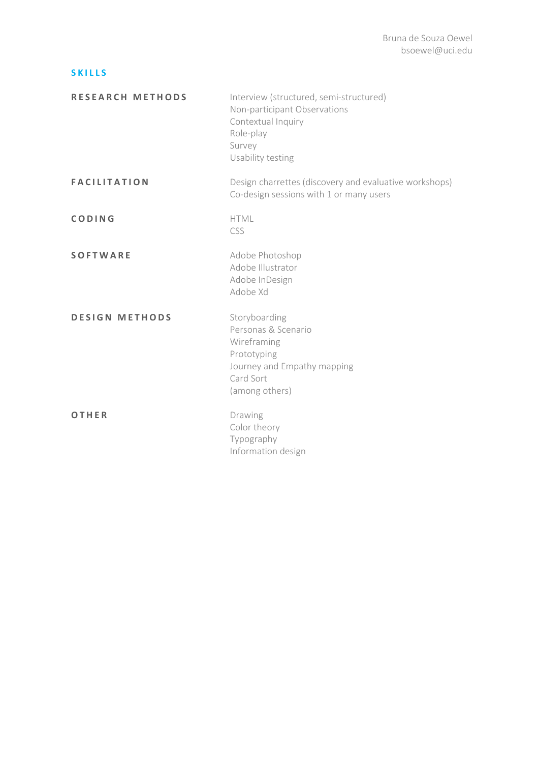Bruna de Souza Oewel
bsoewel@uci.edu

## SKILLS

| | |
|---|---|
| **RESEARCH METHODS** | Interview (structured, semi-structured)<br>Non-participant Observations<br>Contextual Inquiry<br>Role-play<br>Survey<br>Usability testing |
| **FACILITATION** | Design charrettes (discovery and evaluative workshops)<br>Co-design sessions with 1 or many users |
| **CODING** | HTML<br>CSS |
| **SOFTWARE** | Adobe Photoshop<br>Adobe Illustrator<br>Adobe InDesign<br>Adobe Xd |
| **DESIGN METHODS** | Storyboarding<br>Personas & Scenario<br>Wireframing<br>Prototyping<br>Journey and Empathy mapping<br>Card Sort<br>(among others) |
| **OTHER** | Drawing<br>Color theory<br>Typography<br>Information design |